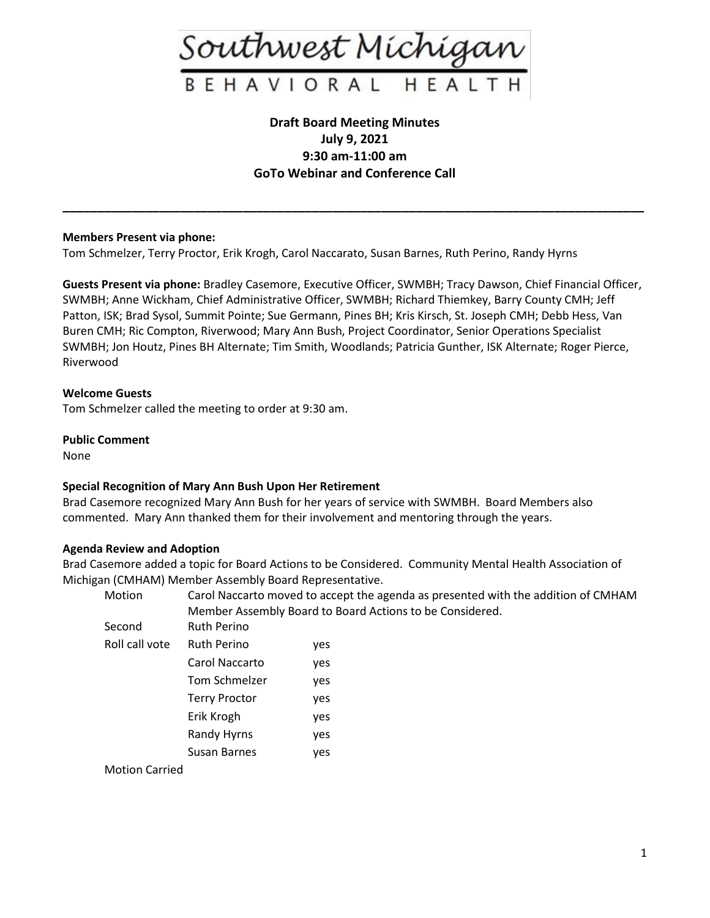Southwest Michigan
BEHAVIORAL HEALTH

**Draft Board Meeting Minutes**
**July 9, 2021**
**9:30 am-11:00 am**
**GoTo Webinar and Conference Call**

---

**Members Present via phone:**
Tom Schmelzer, Terry Proctor, Erik Krogh, Carol Naccarato, Susan Barnes, Ruth Perino, Randy Hyrns

**Guests Present via phone:** Bradley Casemore, Executive Officer, SWMBH; Tracy Dawson, Chief Financial Officer, SWMBH; Anne Wickham, Chief Administrative Officer, SWMBH; Richard Thiemkey, Barry County CMH; Jeff Patton, ISK; Brad Sysol, Summit Pointe; Sue Germann, Pines BH; Kris Kirsch, St. Joseph CMH; Debb Hess, Van Buren CMH; Ric Compton, Riverwood; Mary Ann Bush, Project Coordinator, Senior Operations Specialist SWMBH; Jon Houtz, Pines BH Alternate; Tim Smith, Woodlands; Patricia Gunther, ISK Alternate; Roger Pierce, Riverwood

**Welcome Guests**
Tom Schmelzer called the meeting to order at 9:30 am.

**Public Comment**
None

**Special Recognition of Mary Ann Bush Upon Her Retirement**
Brad Casemore recognized Mary Ann Bush for her years of service with SWMBH. Board Members also commented. Mary Ann thanked them for their involvement and mentoring through the years.

**Agenda Review and Adoption**
Brad Casemore added a topic for Board Actions to be Considered. Community Mental Health Association of Michigan (CMHAM) Member Assembly Board Representative.

| | | |
|---|---|---|
| Motion | Carol Naccarto moved to accept the agenda as presented with the addition of CMHAM Member Assembly Board to Board Actions to be Considered. | |
| Second | Ruth Perino | |
| Roll call vote | Ruth Perino | yes |
| | Carol Naccarto | yes |
| | Tom Schmelzer | yes |
| | Terry Proctor | yes |
| | Erik Krogh | yes |
| | Randy Hyrns | yes |
| | Susan Barnes | yes |

Motion Carried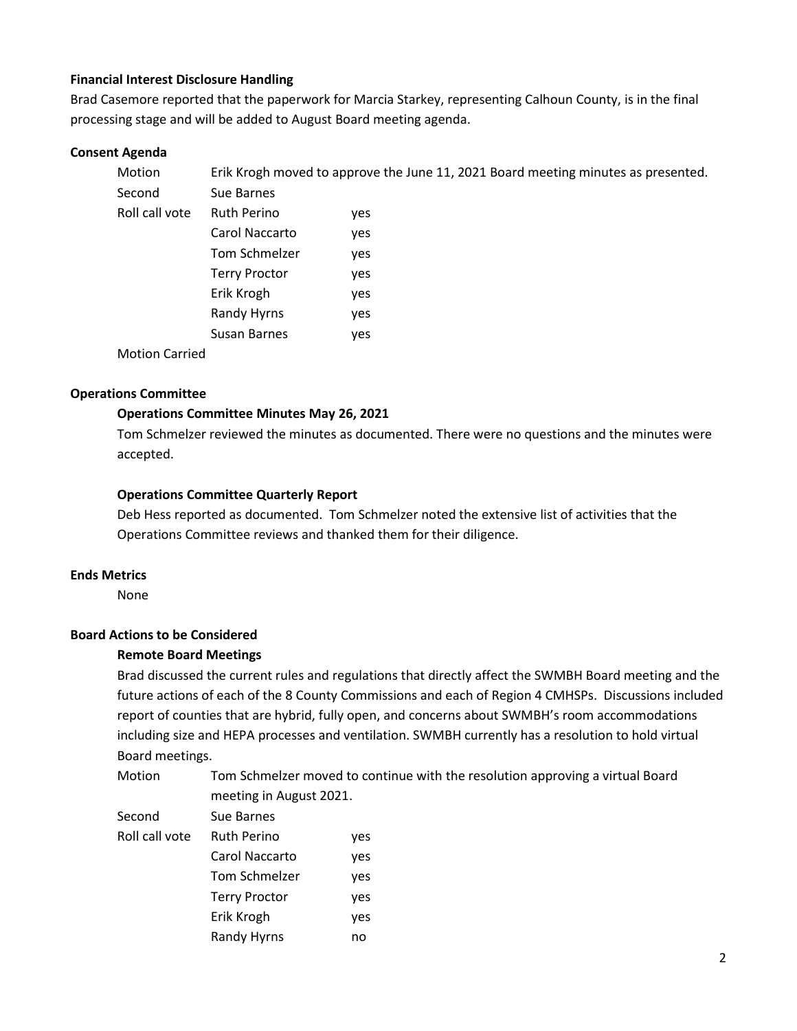**Financial Interest Disclosure Handling**

Brad Casemore reported that the paperwork for Marcia Starkey, representing Calhoun County, is in the final processing stage and will be added to August Board meeting agenda.

**Consent Agenda**

| | | |
|---|---|---|
| Motion | Erik Krogh moved to approve the June 11, 2021 Board meeting minutes as presented. | |
| Second | Sue Barnes | |
| Roll call vote | Ruth Perino | yes |
| | Carol Naccarto | yes |
| | Tom Schmelzer | yes |
| | Terry Proctor | yes |
| | Erik Krogh | yes |
| | Randy Hyrns | yes |
| | Susan Barnes | yes |

Motion Carried

**Operations Committee**

**Operations Committee Minutes May 26, 2021**

Tom Schmelzer reviewed the minutes as documented. There were no questions and the minutes were accepted.

**Operations Committee Quarterly Report**

Deb Hess reported as documented. Tom Schmelzer noted the extensive list of activities that the Operations Committee reviews and thanked them for their diligence.

**Ends Metrics**

None

**Board Actions to be Considered**

**Remote Board Meetings**

Brad discussed the current rules and regulations that directly affect the SWMBH Board meeting and the future actions of each of the 8 County Commissions and each of Region 4 CMHSPs. Discussions included report of counties that are hybrid, fully open, and concerns about SWMBH's room accommodations including size and HEPA processes and ventilation. SWMBH currently has a resolution to hold virtual Board meetings.

| | | |
|---|---|---|
| Motion | Tom Schmelzer moved to continue with the resolution approving a virtual Board meeting in August 2021. | |
| Second | Sue Barnes | |
| Roll call vote | Ruth Perino | yes |
| | Carol Naccarto | yes |
| | Tom Schmelzer | yes |
| | Terry Proctor | yes |
| | Erik Krogh | yes |
| | Randy Hyrns | no |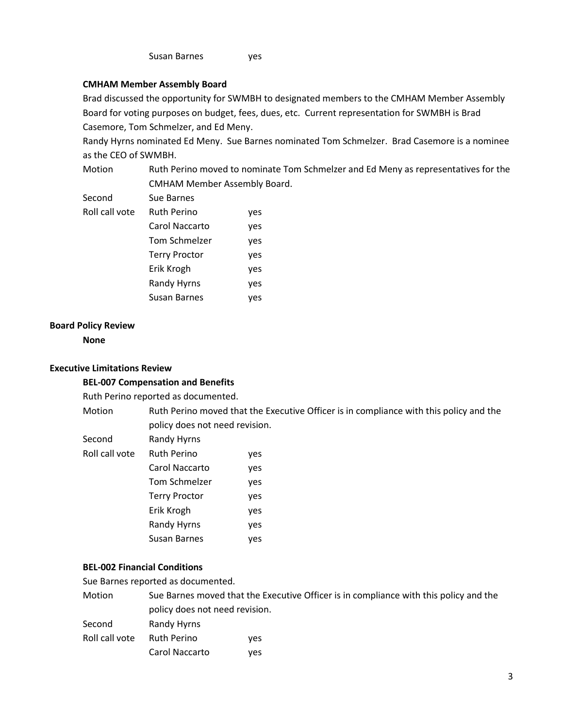| | | |
|---|---|---|
| | Susan Barnes | yes |

### CMHAM Member Assembly Board

Brad discussed the opportunity for SWMBH to designated members to the CMHAM Member Assembly Board for voting purposes on budget, fees, dues, etc. Current representation for SWMBH is Brad Casemore, Tom Schmelzer, and Ed Meny.

Randy Hyrns nominated Ed Meny. Sue Barnes nominated Tom Schmelzer. Brad Casemore is a nominee as the CEO of SWMBH.

| | | |
|---|---|---|
| Motion | Ruth Perino moved to nominate Tom Schmelzer and Ed Meny as representatives for the CMHAM Member Assembly Board. | |
| Second | Sue Barnes | |
| Roll call vote | Ruth Perino | yes |
| | Carol Naccarto | yes |
| | Tom Schmelzer | yes |
| | Terry Proctor | yes |
| | Erik Krogh | yes |
| | Randy Hyrns | yes |
| | Susan Barnes | yes |

## Board Policy Review

**None**

## Executive Limitations Review

### BEL-007 Compensation and Benefits

Ruth Perino reported as documented.

| | | |
|---|---|---|
| Motion | Ruth Perino moved that the Executive Officer is in compliance with this policy and the policy does not need revision. | |
| Second | Randy Hyrns | |
| Roll call vote | Ruth Perino | yes |
| | Carol Naccarto | yes |
| | Tom Schmelzer | yes |
| | Terry Proctor | yes |
| | Erik Krogh | yes |
| | Randy Hyrns | yes |
| | Susan Barnes | yes |

### BEL-002 Financial Conditions

Sue Barnes reported as documented.

| | | |
|---|---|---|
| Motion | Sue Barnes moved that the Executive Officer is in compliance with this policy and the policy does not need revision. | |
| Second | Randy Hyrns | |
| Roll call vote | Ruth Perino | yes |
| | Carol Naccarto | yes |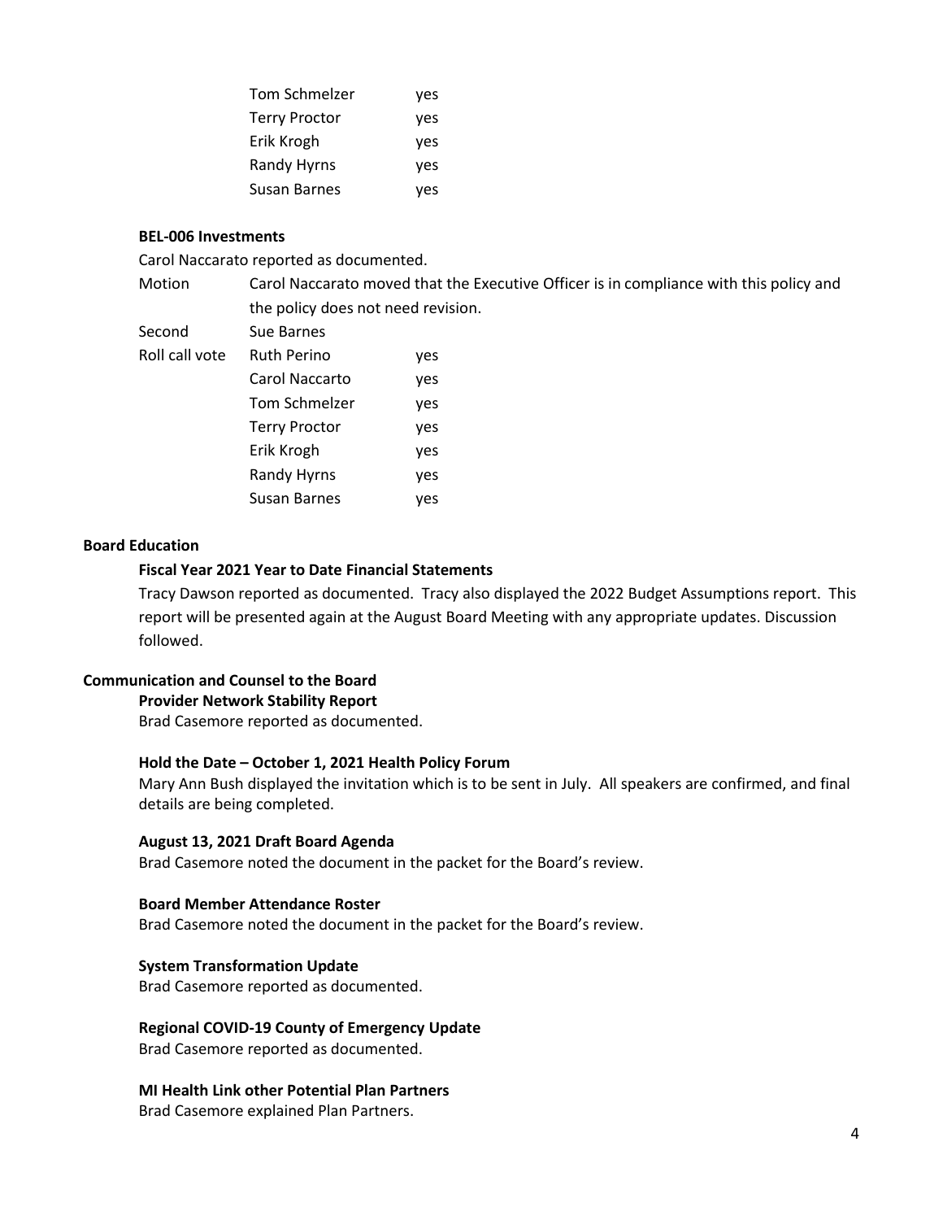| | |
|---|---|
| Tom Schmelzer | yes |
| Terry Proctor | yes |
| Erik Krogh | yes |
| Randy Hyrns | yes |
| Susan Barnes | yes |

**BEL-006 Investments**

Carol Naccarato reported as documented.

| | | |
|---|---|---|
| Motion | Carol Naccarato moved that the Executive Officer is in compliance with this policy and the policy does not need revision. | |
| Second | Sue Barnes | |
| Roll call vote | Ruth Perino | yes |
| | Carol Naccarto | yes |
| | Tom Schmelzer | yes |
| | Terry Proctor | yes |
| | Erik Krogh | yes |
| | Randy Hyrns | yes |
| | Susan Barnes | yes |

**Board Education**

**Fiscal Year 2021 Year to Date Financial Statements**

Tracy Dawson reported as documented. Tracy also displayed the 2022 Budget Assumptions report. This report will be presented again at the August Board Meeting with any appropriate updates. Discussion followed.

**Communication and Counsel to the Board**

**Provider Network Stability Report**

Brad Casemore reported as documented.

**Hold the Date – October 1, 2021 Health Policy Forum**

Mary Ann Bush displayed the invitation which is to be sent in July. All speakers are confirmed, and final details are being completed.

**August 13, 2021 Draft Board Agenda**

Brad Casemore noted the document in the packet for the Board's review.

**Board Member Attendance Roster**

Brad Casemore noted the document in the packet for the Board's review.

**System Transformation Update**

Brad Casemore reported as documented.

**Regional COVID-19 County of Emergency Update**

Brad Casemore reported as documented.

**MI Health Link other Potential Plan Partners**

Brad Casemore explained Plan Partners.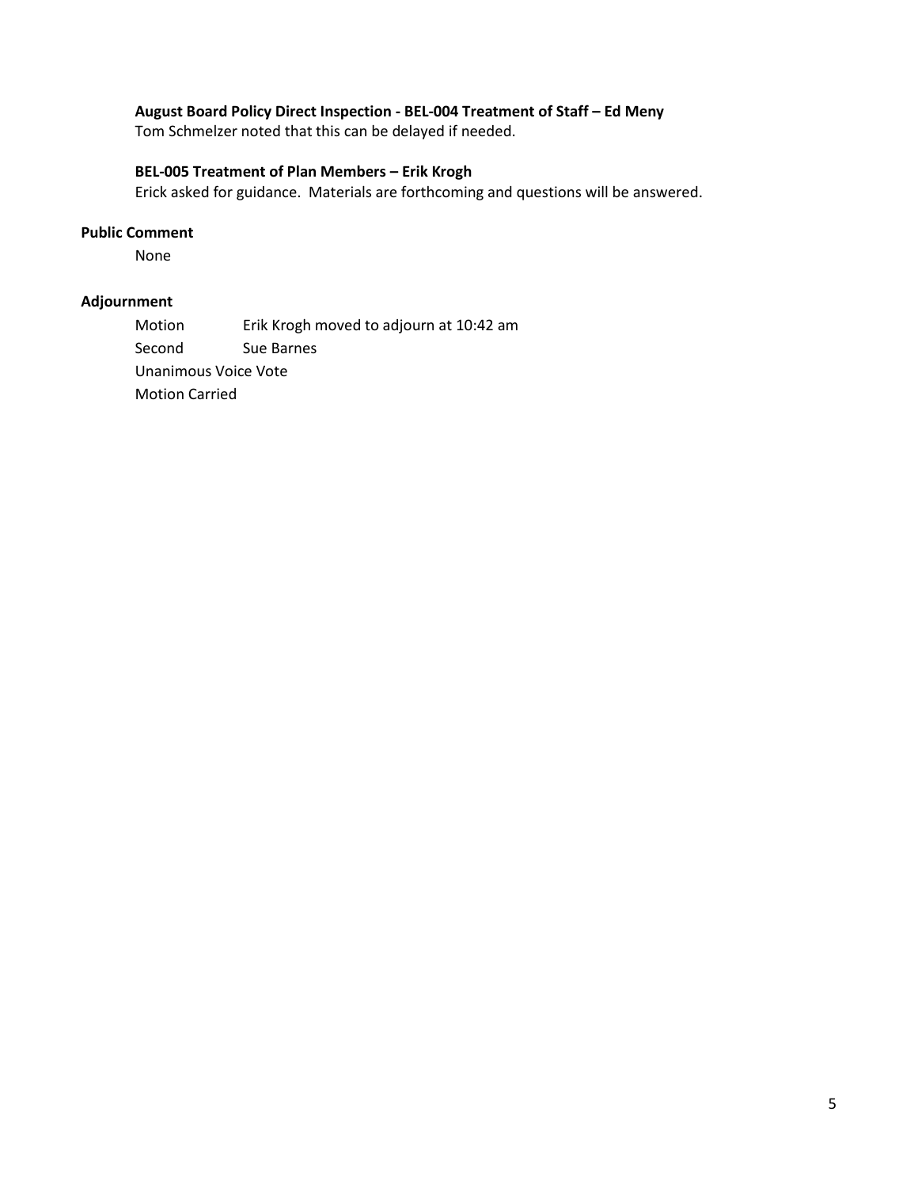**August Board Policy Direct Inspection - BEL-004 Treatment of Staff – Ed Meny**

Tom Schmelzer noted that this can be delayed if needed.

**BEL-005 Treatment of Plan Members – Erik Krogh**

Erick asked for guidance. Materials are forthcoming and questions will be answered.

**Public Comment**

None

**Adjournment**

| | |
|---|---|
| Motion | Erik Krogh moved to adjourn at 10:42 am |
| Second | Sue Barnes |

Unanimous Voice Vote

Motion Carried